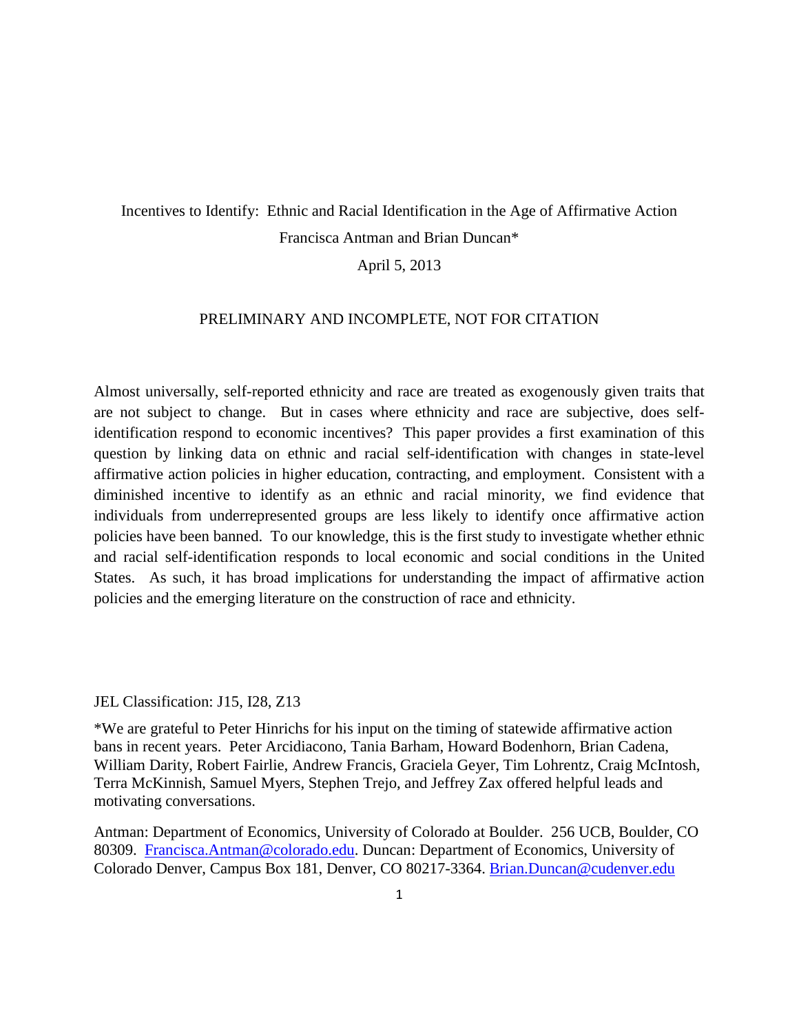# Incentives to Identify: Ethnic and Racial Identification in the Age of Affirmative Action

Francisca Antman and Brian Duncan*

April 5, 2013

PRELIMINARY AND INCOMPLETE, NOT FOR CITATION

Almost universally, self-reported ethnicity and race are treated as exogenously given traits that are not subject to change. But in cases where ethnicity and race are subjective, does self-identification respond to economic incentives? This paper provides a first examination of this question by linking data on ethnic and racial self-identification with changes in state-level affirmative action policies in higher education, contracting, and employment. Consistent with a diminished incentive to identify as an ethnic and racial minority, we find evidence that individuals from underrepresented groups are less likely to identify once affirmative action policies have been banned. To our knowledge, this is the first study to investigate whether ethnic and racial self-identification responds to local economic and social conditions in the United States. As such, it has broad implications for understanding the impact of affirmative action policies and the emerging literature on the construction of race and ethnicity.

JEL Classification: J15, I28, Z13

*We are grateful to Peter Hinrichs for his input on the timing of statewide affirmative action bans in recent years. Peter Arcidiacono, Tania Barham, Howard Bodenhorn, Brian Cadena, William Darity, Robert Fairlie, Andrew Francis, Graciela Geyer, Tim Lohrentz, Craig McIntosh, Terra McKinnish, Samuel Myers, Stephen Trejo, and Jeffrey Zax offered helpful leads and motivating conversations.

Antman: Department of Economics, University of Colorado at Boulder. 256 UCB, Boulder, CO 80309. Francisca.Antman@colorado.edu. Duncan: Department of Economics, University of Colorado Denver, Campus Box 181, Denver, CO 80217-3364. Brian.Duncan@cudenver.edu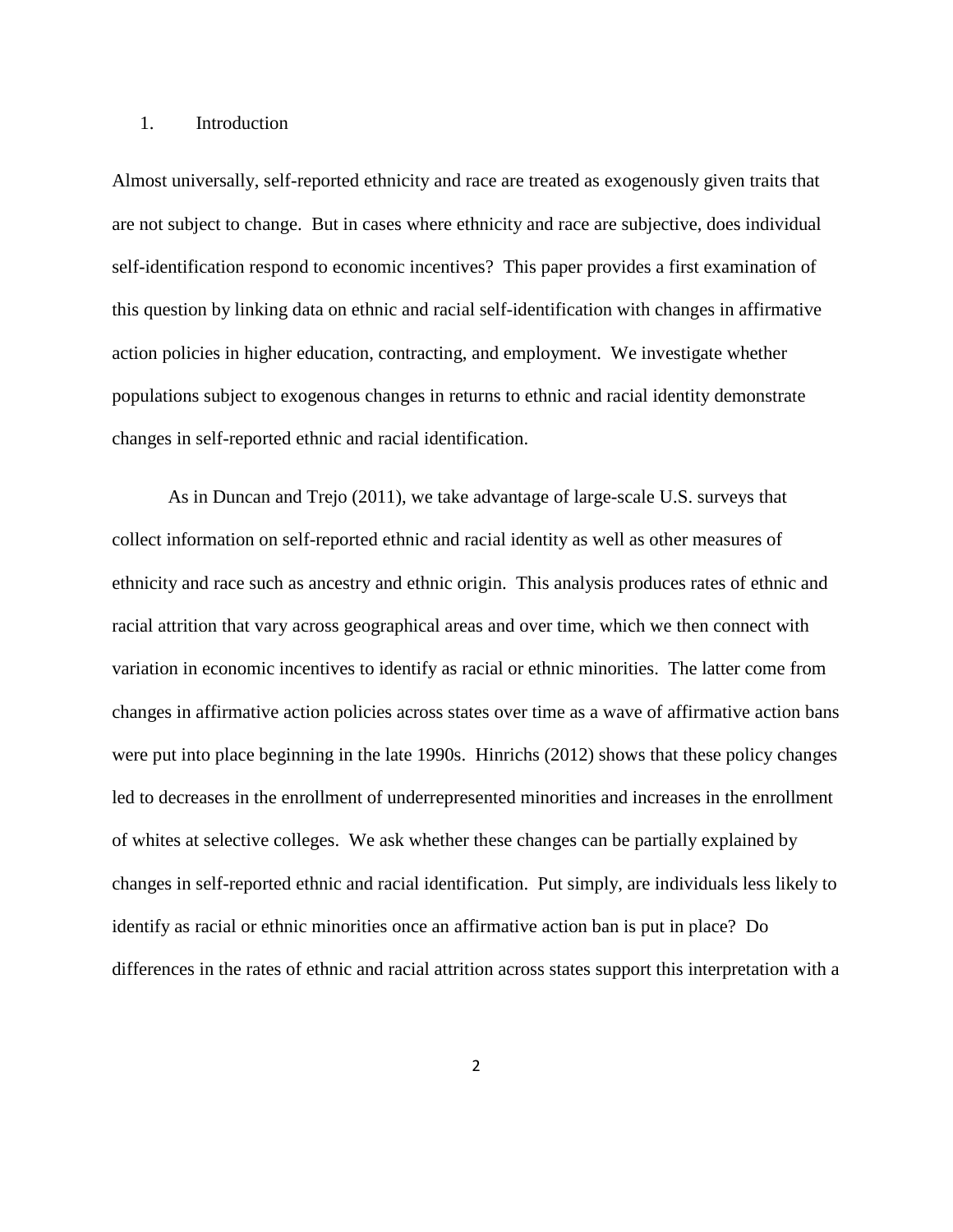## 1. Introduction

Almost universally, self-reported ethnicity and race are treated as exogenously given traits that are not subject to change. But in cases where ethnicity and race are subjective, does individual self-identification respond to economic incentives? This paper provides a first examination of this question by linking data on ethnic and racial self-identification with changes in affirmative action policies in higher education, contracting, and employment. We investigate whether populations subject to exogenous changes in returns to ethnic and racial identity demonstrate changes in self-reported ethnic and racial identification.

As in Duncan and Trejo (2011), we take advantage of large-scale U.S. surveys that collect information on self-reported ethnic and racial identity as well as other measures of ethnicity and race such as ancestry and ethnic origin. This analysis produces rates of ethnic and racial attrition that vary across geographical areas and over time, which we then connect with variation in economic incentives to identify as racial or ethnic minorities. The latter come from changes in affirmative action policies across states over time as a wave of affirmative action bans were put into place beginning in the late 1990s. Hinrichs (2012) shows that these policy changes led to decreases in the enrollment of underrepresented minorities and increases in the enrollment of whites at selective colleges. We ask whether these changes can be partially explained by changes in self-reported ethnic and racial identification. Put simply, are individuals less likely to identify as racial or ethnic minorities once an affirmative action ban is put in place? Do differences in the rates of ethnic and racial attrition across states support this interpretation with a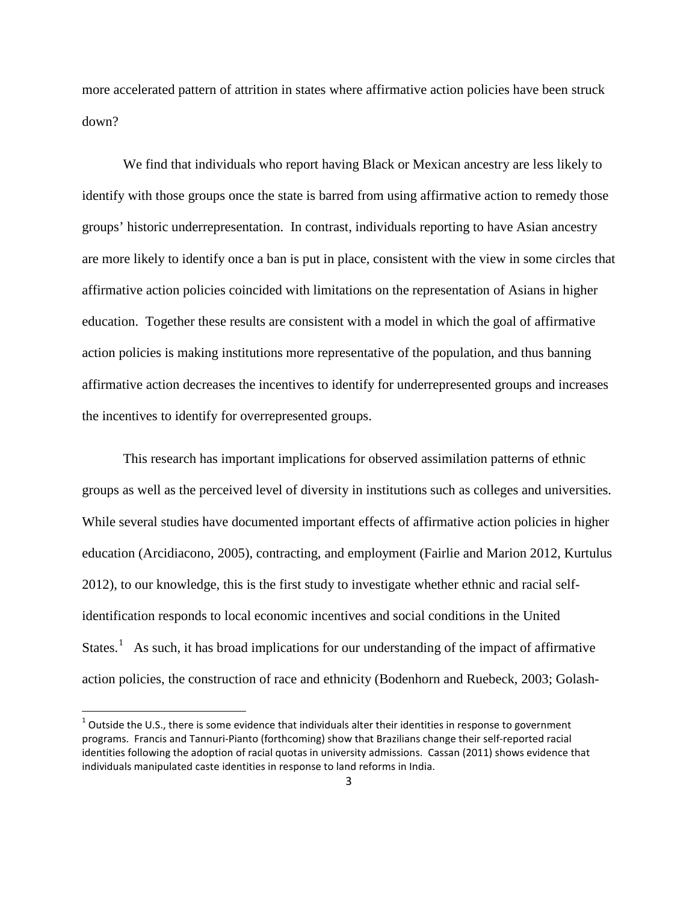more accelerated pattern of attrition in states where affirmative action policies have been struck down?

We find that individuals who report having Black or Mexican ancestry are less likely to identify with those groups once the state is barred from using affirmative action to remedy those groups' historic underrepresentation. In contrast, individuals reporting to have Asian ancestry are more likely to identify once a ban is put in place, consistent with the view in some circles that affirmative action policies coincided with limitations on the representation of Asians in higher education. Together these results are consistent with a model in which the goal of affirmative action policies is making institutions more representative of the population, and thus banning affirmative action decreases the incentives to identify for underrepresented groups and increases the incentives to identify for overrepresented groups.

This research has important implications for observed assimilation patterns of ethnic groups as well as the perceived level of diversity in institutions such as colleges and universities. While several studies have documented important effects of affirmative action policies in higher education (Arcidiacono, 2005), contracting, and employment (Fairlie and Marion 2012, Kurtulus 2012), to our knowledge, this is the first study to investigate whether ethnic and racial self-identification responds to local economic incentives and social conditions in the United States.[1] As such, it has broad implications for our understanding of the impact of affirmative action policies, the construction of race and ethnicity (Bodenhorn and Ruebeck, 2003; Golash-

[1] Outside the U.S., there is some evidence that individuals alter their identities in response to government programs. Francis and Tannuri-Pianto (forthcoming) show that Brazilians change their self-reported racial identities following the adoption of racial quotas in university admissions. Cassan (2011) shows evidence that individuals manipulated caste identities in response to land reforms in India.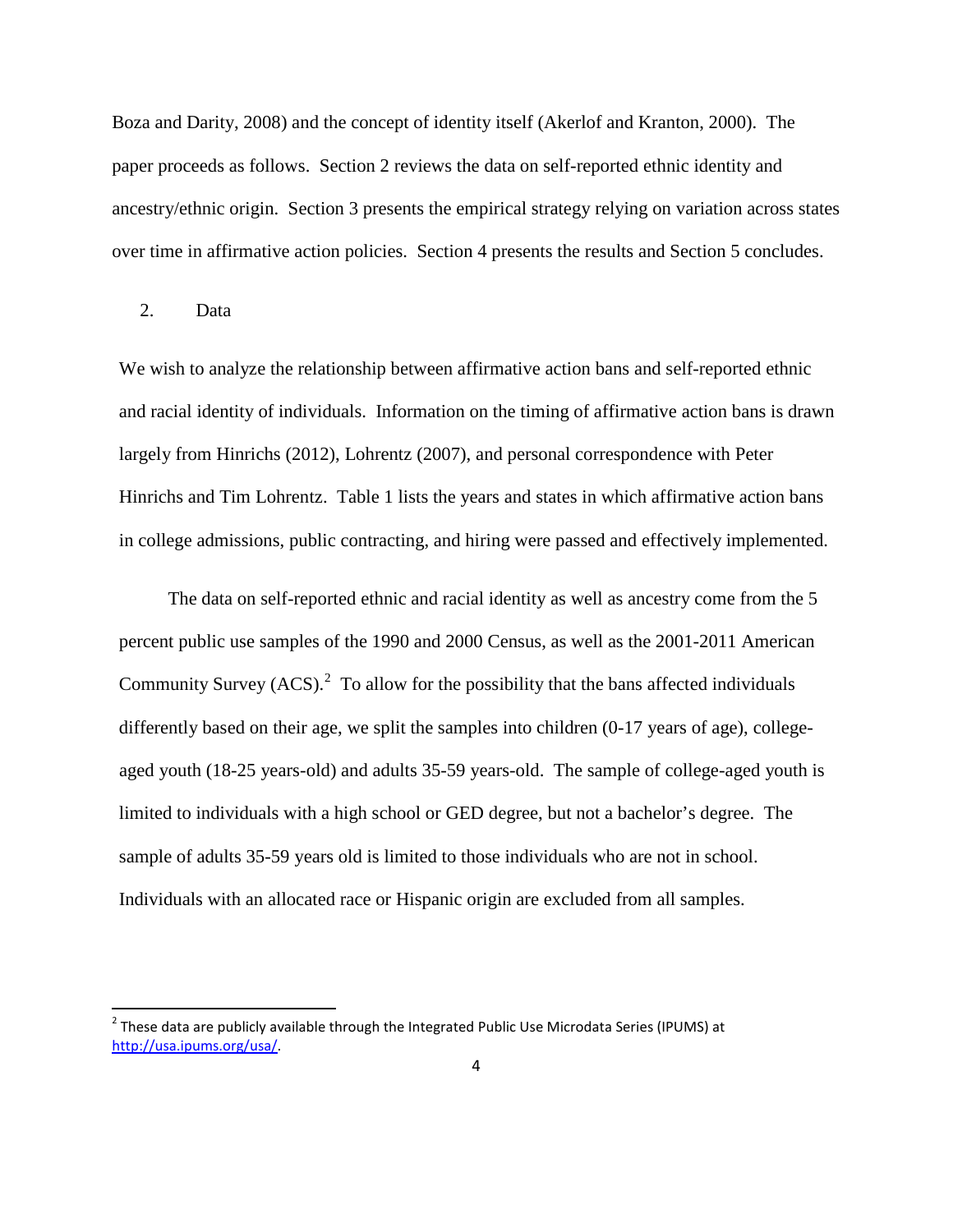Boza and Darity, 2008) and the concept of identity itself (Akerlof and Kranton, 2000). The paper proceeds as follows. Section 2 reviews the data on self-reported ethnic identity and ancestry/ethnic origin. Section 3 presents the empirical strategy relying on variation across states over time in affirmative action policies. Section 4 presents the results and Section 5 concludes.

## 2. Data

We wish to analyze the relationship between affirmative action bans and self-reported ethnic and racial identity of individuals. Information on the timing of affirmative action bans is drawn largely from Hinrichs (2012), Lohrentz (2007), and personal correspondence with Peter Hinrichs and Tim Lohrentz. Table 1 lists the years and states in which affirmative action bans in college admissions, public contracting, and hiring were passed and effectively implemented.

The data on self-reported ethnic and racial identity as well as ancestry come from the 5 percent public use samples of the 1990 and 2000 Census, as well as the 2001-2011 American Community Survey (ACS).[2] To allow for the possibility that the bans affected individuals differently based on their age, we split the samples into children (0-17 years of age), college-aged youth (18-25 years-old) and adults 35-59 years-old. The sample of college-aged youth is limited to individuals with a high school or GED degree, but not a bachelor's degree. The sample of adults 35-59 years old is limited to those individuals who are not in school. Individuals with an allocated race or Hispanic origin are excluded from all samples.

[2] These data are publicly available through the Integrated Public Use Microdata Series (IPUMS) at http://usa.ipums.org/usa/.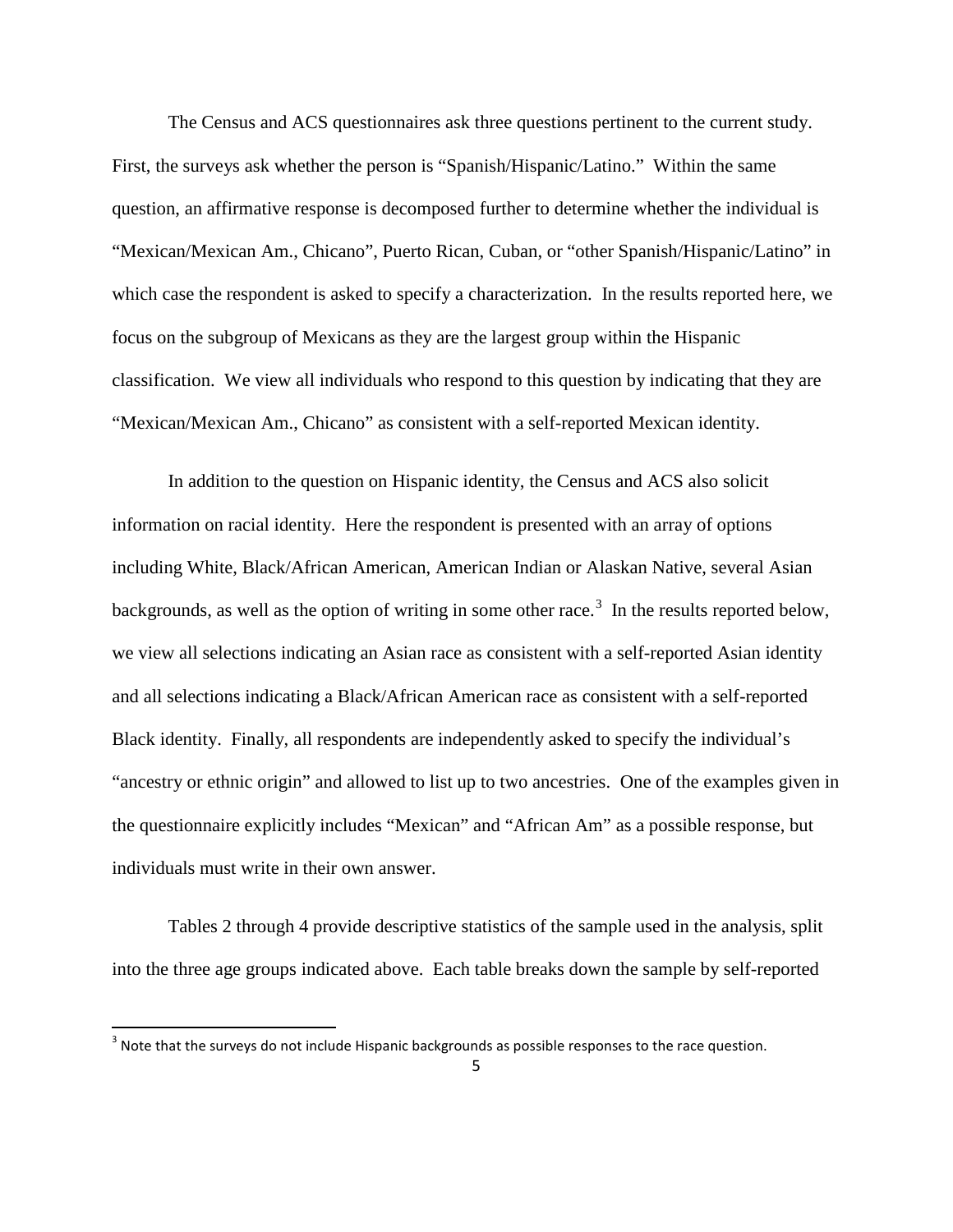The Census and ACS questionnaires ask three questions pertinent to the current study. First, the surveys ask whether the person is "Spanish/Hispanic/Latino." Within the same question, an affirmative response is decomposed further to determine whether the individual is "Mexican/Mexican Am., Chicano", Puerto Rican, Cuban, or "other Spanish/Hispanic/Latino" in which case the respondent is asked to specify a characterization. In the results reported here, we focus on the subgroup of Mexicans as they are the largest group within the Hispanic classification. We view all individuals who respond to this question by indicating that they are "Mexican/Mexican Am., Chicano" as consistent with a self-reported Mexican identity.

In addition to the question on Hispanic identity, the Census and ACS also solicit information on racial identity. Here the respondent is presented with an array of options including White, Black/African American, American Indian or Alaskan Native, several Asian backgrounds, as well as the option of writing in some other race.[3] In the results reported below, we view all selections indicating an Asian race as consistent with a self-reported Asian identity and all selections indicating a Black/African American race as consistent with a self-reported Black identity. Finally, all respondents are independently asked to specify the individual's "ancestry or ethnic origin" and allowed to list up to two ancestries. One of the examples given in the questionnaire explicitly includes "Mexican" and "African Am" as a possible response, but individuals must write in their own answer.

Tables 2 through 4 provide descriptive statistics of the sample used in the analysis, split into the three age groups indicated above. Each table breaks down the sample by self-reported

[3] Note that the surveys do not include Hispanic backgrounds as possible responses to the race question.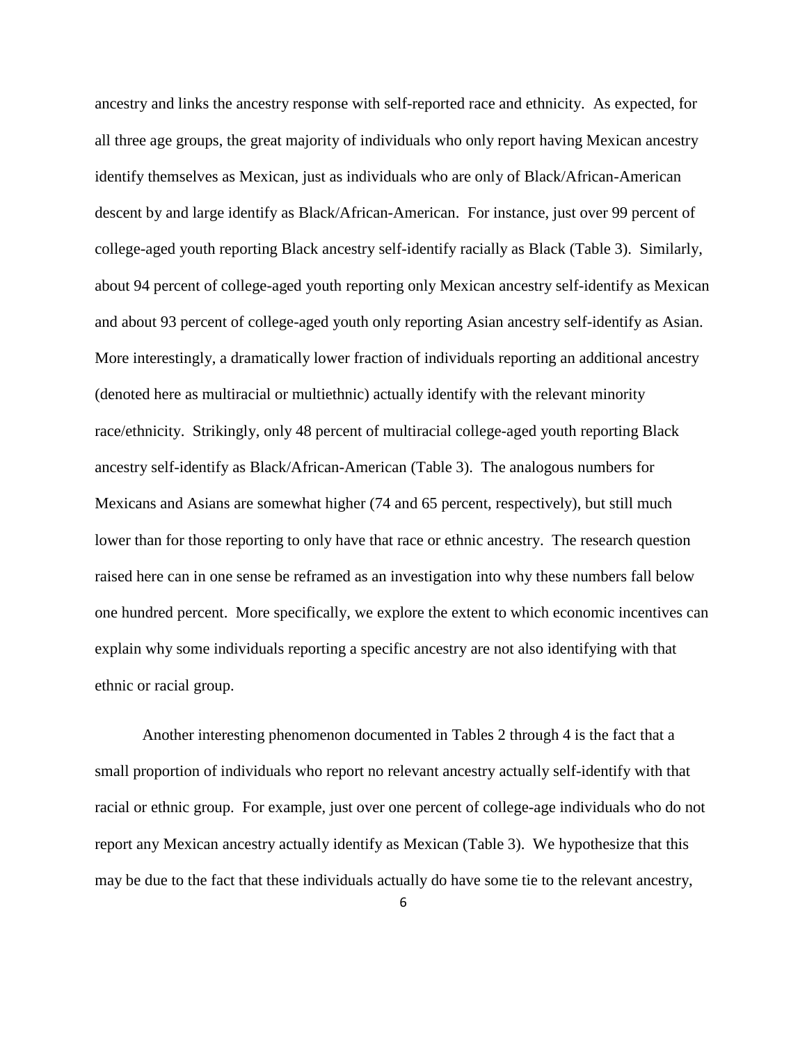ancestry and links the ancestry response with self-reported race and ethnicity. As expected, for all three age groups, the great majority of individuals who only report having Mexican ancestry identify themselves as Mexican, just as individuals who are only of Black/African-American descent by and large identify as Black/African-American. For instance, just over 99 percent of college-aged youth reporting Black ancestry self-identify racially as Black (Table 3). Similarly, about 94 percent of college-aged youth reporting only Mexican ancestry self-identify as Mexican and about 93 percent of college-aged youth only reporting Asian ancestry self-identify as Asian. More interestingly, a dramatically lower fraction of individuals reporting an additional ancestry (denoted here as multiracial or multiethnic) actually identify with the relevant minority race/ethnicity. Strikingly, only 48 percent of multiracial college-aged youth reporting Black ancestry self-identify as Black/African-American (Table 3). The analogous numbers for Mexicans and Asians are somewhat higher (74 and 65 percent, respectively), but still much lower than for those reporting to only have that race or ethnic ancestry. The research question raised here can in one sense be reframed as an investigation into why these numbers fall below one hundred percent. More specifically, we explore the extent to which economic incentives can explain why some individuals reporting a specific ancestry are not also identifying with that ethnic or racial group.

Another interesting phenomenon documented in Tables 2 through 4 is the fact that a small proportion of individuals who report no relevant ancestry actually self-identify with that racial or ethnic group. For example, just over one percent of college-age individuals who do not report any Mexican ancestry actually identify as Mexican (Table 3). We hypothesize that this may be due to the fact that these individuals actually do have some tie to the relevant ancestry,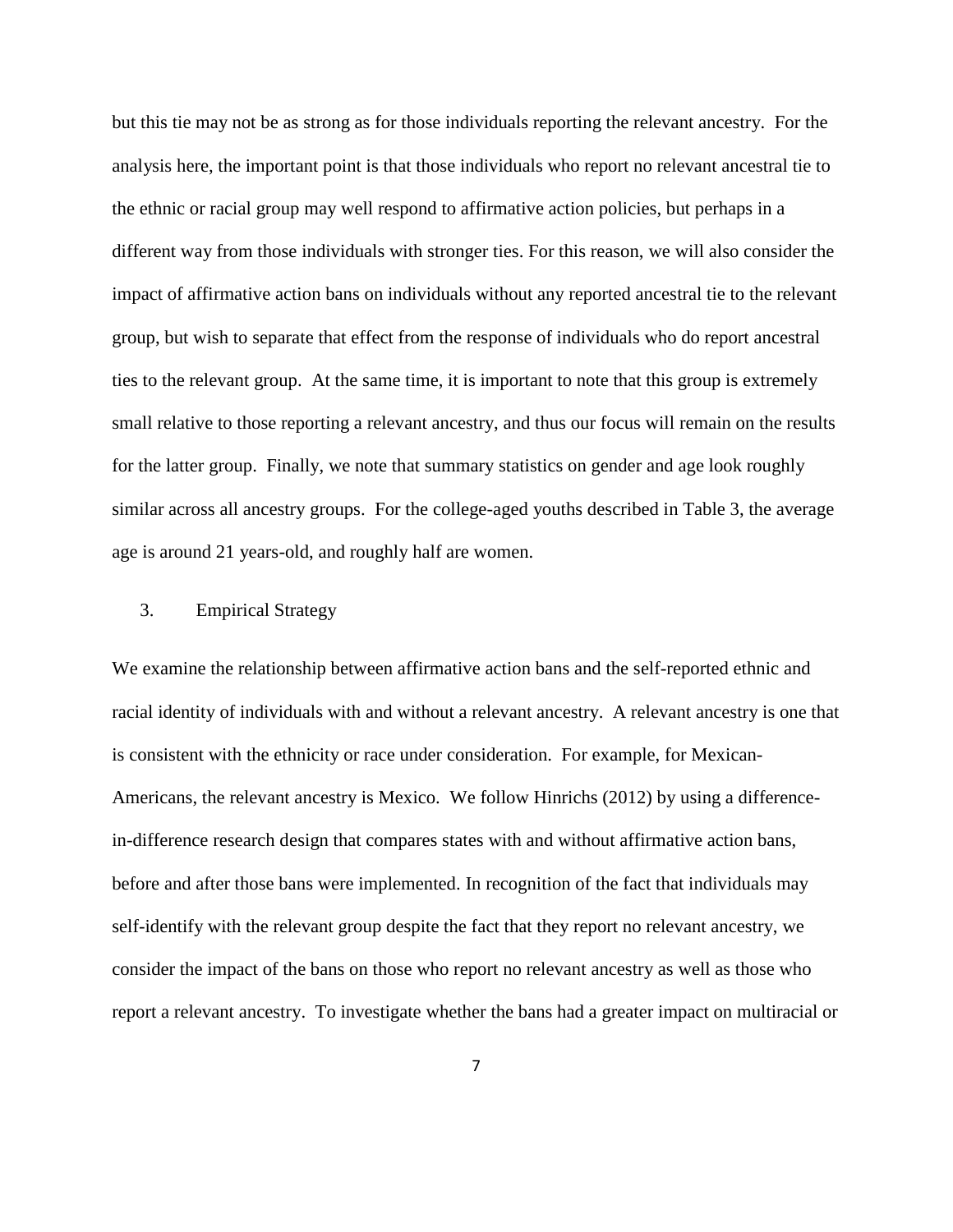but this tie may not be as strong as for those individuals reporting the relevant ancestry. For the analysis here, the important point is that those individuals who report no relevant ancestral tie to the ethnic or racial group may well respond to affirmative action policies, but perhaps in a different way from those individuals with stronger ties. For this reason, we will also consider the impact of affirmative action bans on individuals without any reported ancestral tie to the relevant group, but wish to separate that effect from the response of individuals who do report ancestral ties to the relevant group. At the same time, it is important to note that this group is extremely small relative to those reporting a relevant ancestry, and thus our focus will remain on the results for the latter group. Finally, we note that summary statistics on gender and age look roughly similar across all ancestry groups. For the college-aged youths described in Table 3, the average age is around 21 years-old, and roughly half are women.

## 3. Empirical Strategy

We examine the relationship between affirmative action bans and the self-reported ethnic and racial identity of individuals with and without a relevant ancestry. A relevant ancestry is one that is consistent with the ethnicity or race under consideration. For example, for Mexican-Americans, the relevant ancestry is Mexico. We follow Hinrichs (2012) by using a difference-in-difference research design that compares states with and without affirmative action bans, before and after those bans were implemented. In recognition of the fact that individuals may self-identify with the relevant group despite the fact that they report no relevant ancestry, we consider the impact of the bans on those who report no relevant ancestry as well as those who report a relevant ancestry. To investigate whether the bans had a greater impact on multiracial or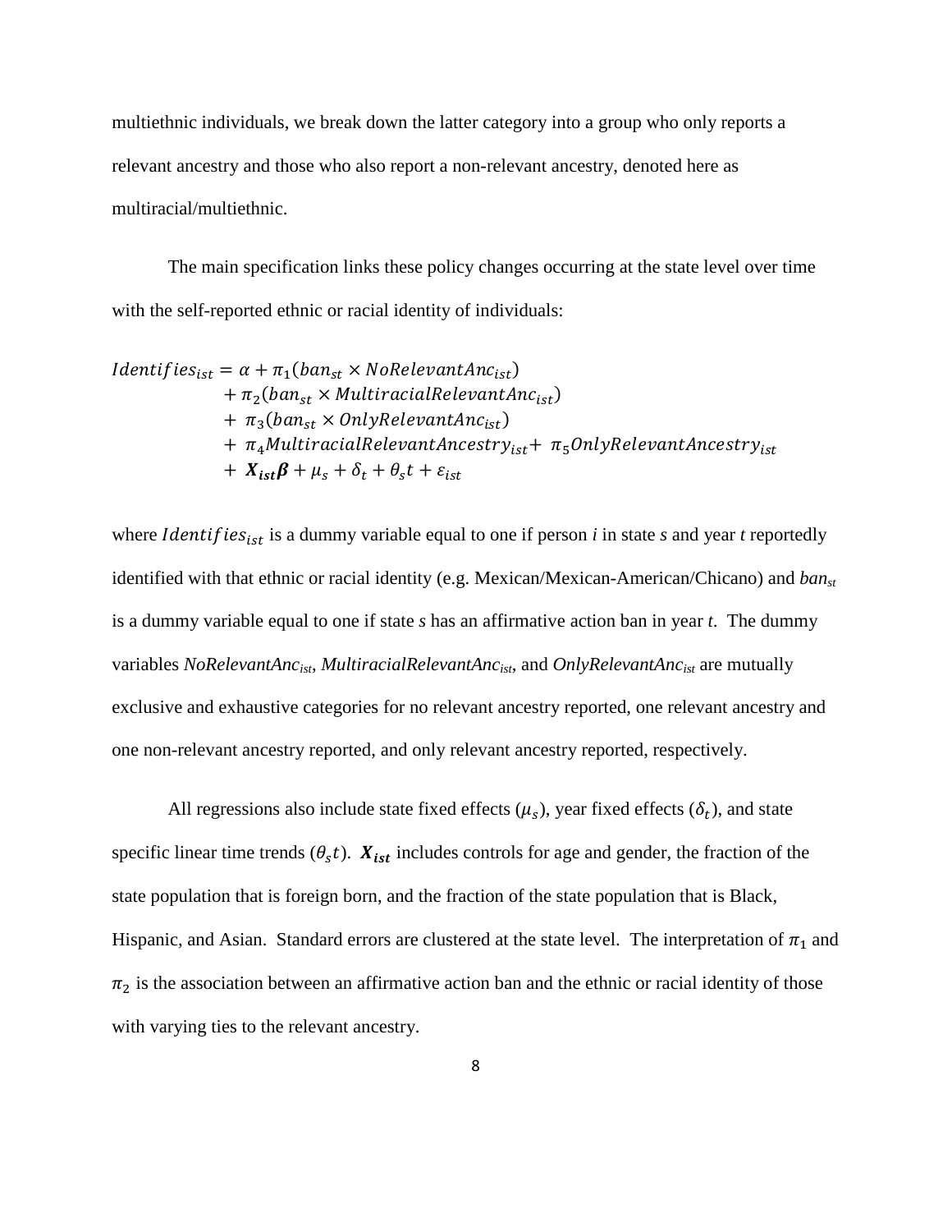multiethnic individuals, we break down the latter category into a group who only reports a relevant ancestry and those who also report a non-relevant ancestry, denoted here as multiracial/multiethnic.

The main specification links these policy changes occurring at the state level over time with the self-reported ethnic or racial identity of individuals:

$$
\begin{aligned}
Identifies_{ist} = \alpha &+ \pi_1(ban_{st} \times NoRelevantAnc_{ist}) \\
&+ \pi_2(ban_{st} \times MultiracialRelevantAnc_{ist}) \\
&+ \pi_3(ban_{st} \times OnlyRelevantAnc_{ist}) \\
&+ \pi_4 MultiracialRelevantAncestry_{ist} + \pi_5 OnlyRelevantAncestry_{ist} \\
&+ \boldsymbol{X_{ist}\beta} + \mu_s + \delta_t + \theta_s t + \varepsilon_{ist}
\end{aligned}
$$

where $Identifies_{ist}$ is a dummy variable equal to one if person *i* in state *s* and year *t* reportedly identified with that ethnic or racial identity (e.g. Mexican/Mexican-American/Chicano) and $ban_{st}$ is a dummy variable equal to one if state *s* has an affirmative action ban in year *t*. The dummy variables $NoRelevantAnc_{ist}$, $MultiracialRelevantAnc_{ist}$, and $OnlyRelevantAnc_{ist}$ are mutually exclusive and exhaustive categories for no relevant ancestry reported, one relevant ancestry and one non-relevant ancestry reported, and only relevant ancestry reported, respectively.

All regressions also include state fixed effects ($\mu_s$), year fixed effects ($\delta_t$), and state specific linear time trends ($\theta_s t$). $\boldsymbol{X_{ist}}$ includes controls for age and gender, the fraction of the state population that is foreign born, and the fraction of the state population that is Black, Hispanic, and Asian. Standard errors are clustered at the state level. The interpretation of $\pi_1$ and $\pi_2$ is the association between an affirmative action ban and the ethnic or racial identity of those with varying ties to the relevant ancestry.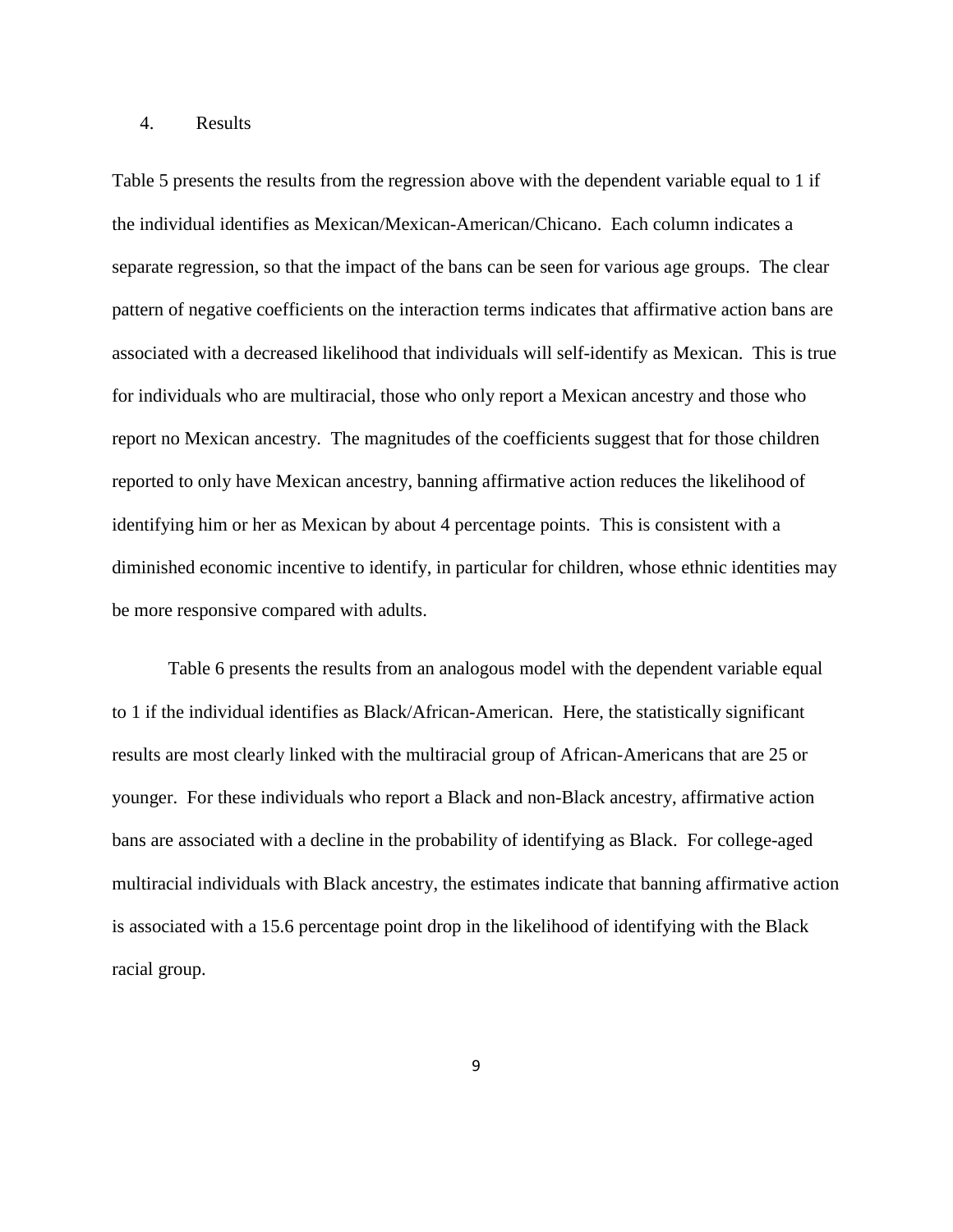## 4. Results

Table 5 presents the results from the regression above with the dependent variable equal to 1 if the individual identifies as Mexican/Mexican-American/Chicano. Each column indicates a separate regression, so that the impact of the bans can be seen for various age groups. The clear pattern of negative coefficients on the interaction terms indicates that affirmative action bans are associated with a decreased likelihood that individuals will self-identify as Mexican. This is true for individuals who are multiracial, those who only report a Mexican ancestry and those who report no Mexican ancestry. The magnitudes of the coefficients suggest that for those children reported to only have Mexican ancestry, banning affirmative action reduces the likelihood of identifying him or her as Mexican by about 4 percentage points. This is consistent with a diminished economic incentive to identify, in particular for children, whose ethnic identities may be more responsive compared with adults.

Table 6 presents the results from an analogous model with the dependent variable equal to 1 if the individual identifies as Black/African-American. Here, the statistically significant results are most clearly linked with the multiracial group of African-Americans that are 25 or younger. For these individuals who report a Black and non-Black ancestry, affirmative action bans are associated with a decline in the probability of identifying as Black. For college-aged multiracial individuals with Black ancestry, the estimates indicate that banning affirmative action is associated with a 15.6 percentage point drop in the likelihood of identifying with the Black racial group.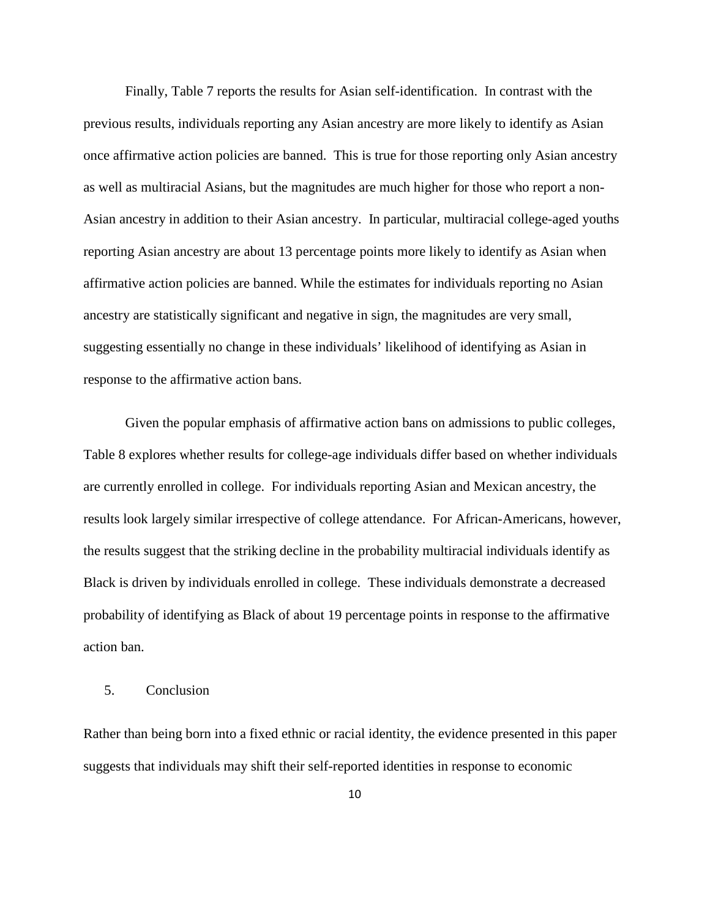Finally, Table 7 reports the results for Asian self-identification. In contrast with the previous results, individuals reporting any Asian ancestry are more likely to identify as Asian once affirmative action policies are banned. This is true for those reporting only Asian ancestry as well as multiracial Asians, but the magnitudes are much higher for those who report a non-Asian ancestry in addition to their Asian ancestry. In particular, multiracial college-aged youths reporting Asian ancestry are about 13 percentage points more likely to identify as Asian when affirmative action policies are banned. While the estimates for individuals reporting no Asian ancestry are statistically significant and negative in sign, the magnitudes are very small, suggesting essentially no change in these individuals' likelihood of identifying as Asian in response to the affirmative action bans.

Given the popular emphasis of affirmative action bans on admissions to public colleges, Table 8 explores whether results for college-age individuals differ based on whether individuals are currently enrolled in college. For individuals reporting Asian and Mexican ancestry, the results look largely similar irrespective of college attendance. For African-Americans, however, the results suggest that the striking decline in the probability multiracial individuals identify as Black is driven by individuals enrolled in college. These individuals demonstrate a decreased probability of identifying as Black of about 19 percentage points in response to the affirmative action ban.

## 5. Conclusion

Rather than being born into a fixed ethnic or racial identity, the evidence presented in this paper suggests that individuals may shift their self-reported identities in response to economic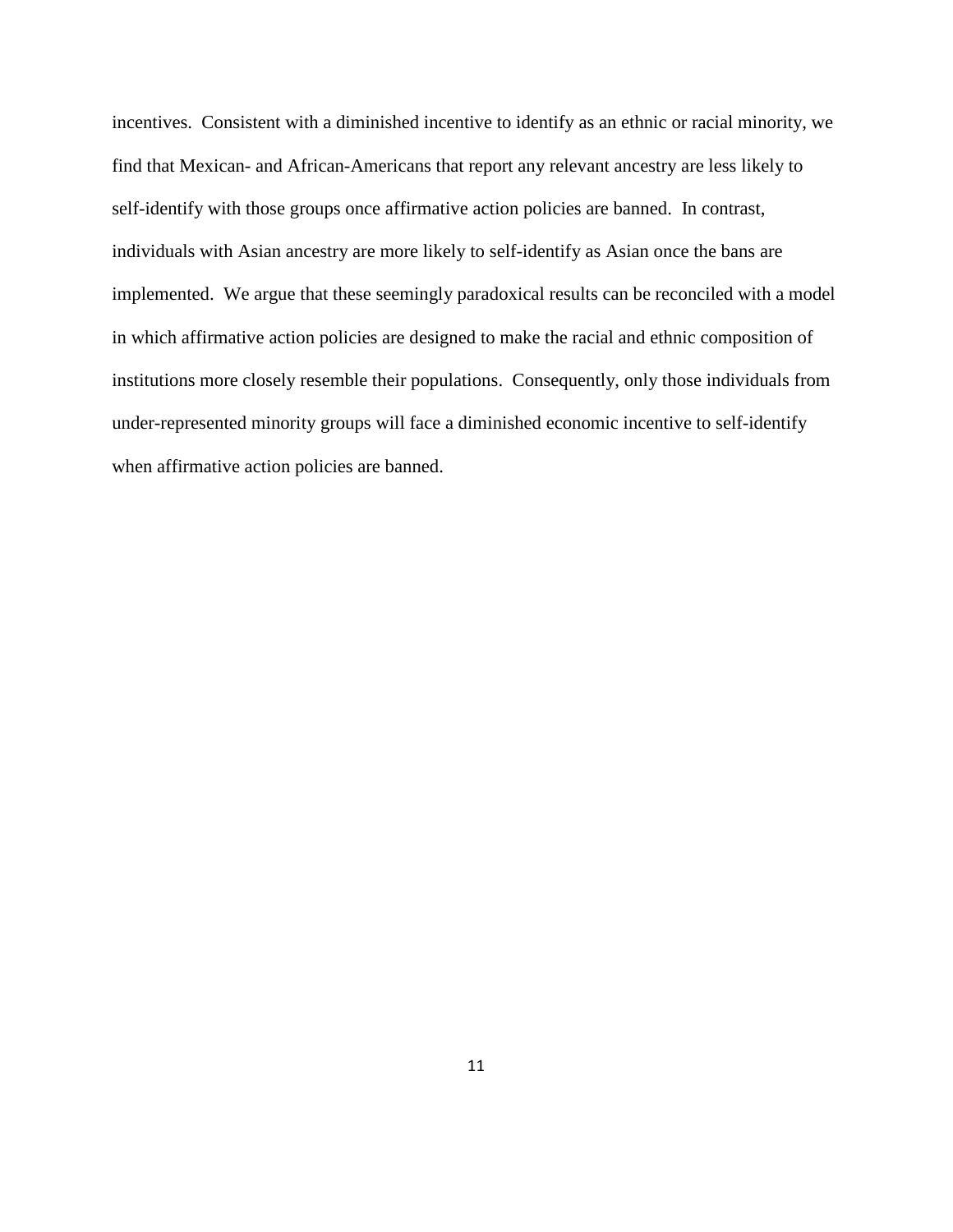incentives. Consistent with a diminished incentive to identify as an ethnic or racial minority, we find that Mexican- and African-Americans that report any relevant ancestry are less likely to self-identify with those groups once affirmative action policies are banned. In contrast, individuals with Asian ancestry are more likely to self-identify as Asian once the bans are implemented. We argue that these seemingly paradoxical results can be reconciled with a model in which affirmative action policies are designed to make the racial and ethnic composition of institutions more closely resemble their populations. Consequently, only those individuals from under-represented minority groups will face a diminished economic incentive to self-identify when affirmative action policies are banned.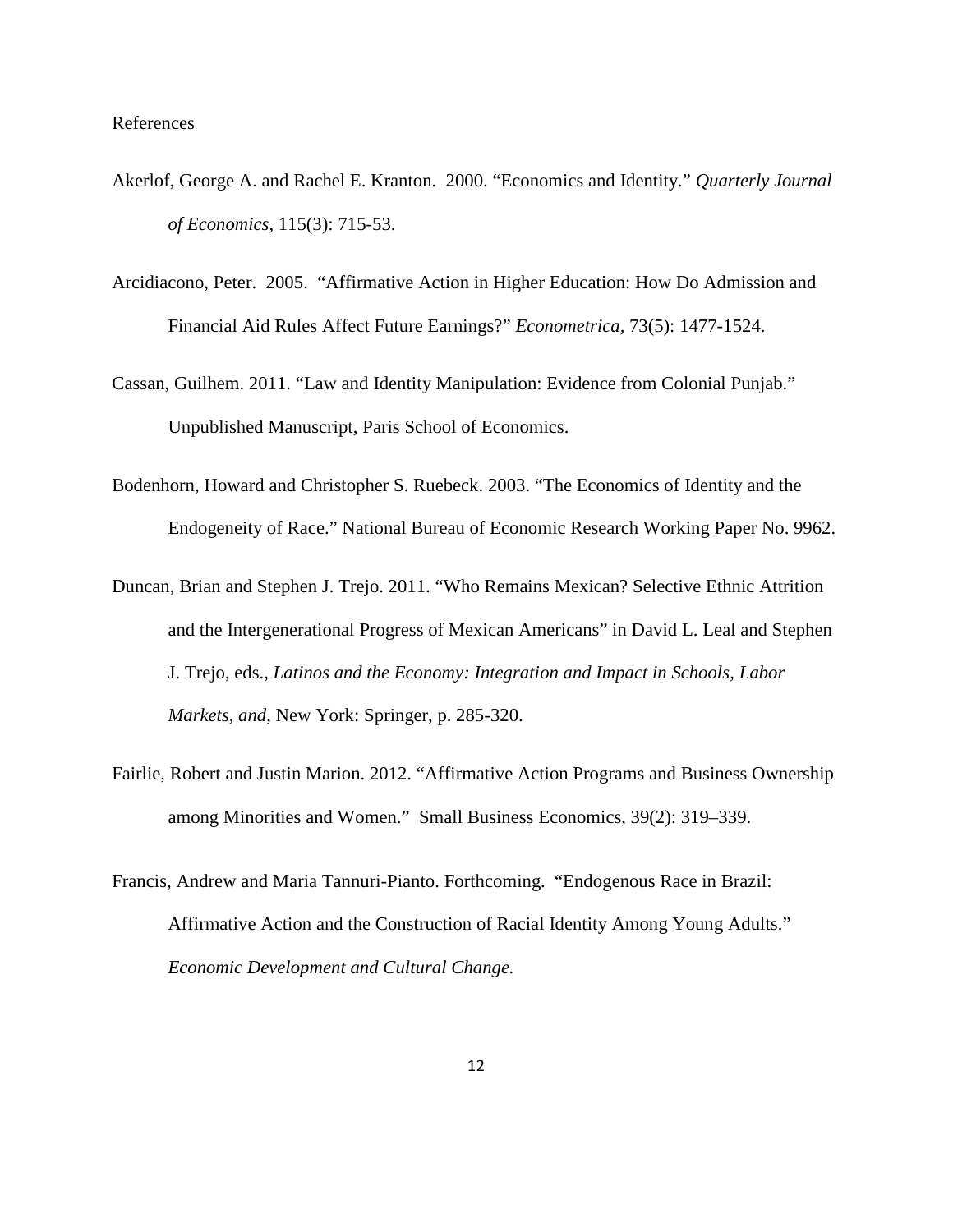References

Akerlof, George A. and Rachel E. Kranton. 2000. "Economics and Identity." *Quarterly Journal of Economics*, 115(3): 715-53.

Arcidiacono, Peter. 2005. "Affirmative Action in Higher Education: How Do Admission and Financial Aid Rules Affect Future Earnings?" *Econometrica*, 73(5): 1477-1524.

Cassan, Guilhem. 2011. "Law and Identity Manipulation: Evidence from Colonial Punjab." Unpublished Manuscript, Paris School of Economics.

Bodenhorn, Howard and Christopher S. Ruebeck. 2003. "The Economics of Identity and the Endogeneity of Race." National Bureau of Economic Research Working Paper No. 9962.

Duncan, Brian and Stephen J. Trejo. 2011. "Who Remains Mexican? Selective Ethnic Attrition and the Intergenerational Progress of Mexican Americans" in David L. Leal and Stephen J. Trejo, eds., *Latinos and the Economy: Integration and Impact in Schools, Labor Markets, and*, New York: Springer, p. 285-320.

Fairlie, Robert and Justin Marion. 2012. "Affirmative Action Programs and Business Ownership among Minorities and Women." Small Business Economics, 39(2): 319–339.

Francis, Andrew and Maria Tannuri-Pianto. Forthcoming. "Endogenous Race in Brazil: Affirmative Action and the Construction of Racial Identity Among Young Adults." *Economic Development and Cultural Change.*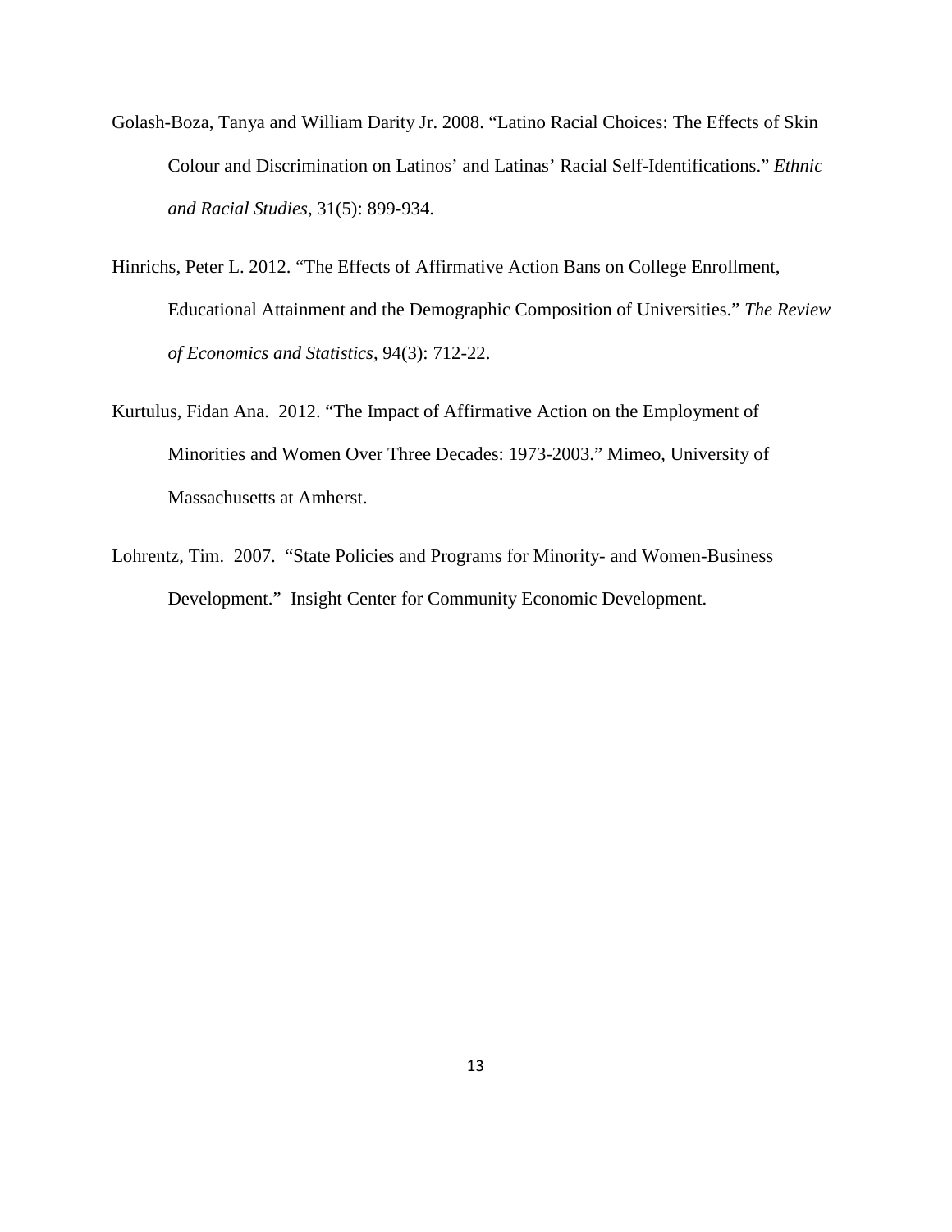Golash-Boza, Tanya and William Darity Jr. 2008. "Latino Racial Choices: The Effects of Skin Colour and Discrimination on Latinos' and Latinas' Racial Self-Identifications." *Ethnic and Racial Studies*, 31(5): 899-934.

Hinrichs, Peter L. 2012. "The Effects of Affirmative Action Bans on College Enrollment, Educational Attainment and the Demographic Composition of Universities." *The Review of Economics and Statistics*, 94(3): 712-22.

Kurtulus, Fidan Ana. 2012. "The Impact of Affirmative Action on the Employment of Minorities and Women Over Three Decades: 1973-2003." Mimeo, University of Massachusetts at Amherst.

Lohrentz, Tim. 2007. "State Policies and Programs for Minority- and Women-Business Development." Insight Center for Community Economic Development.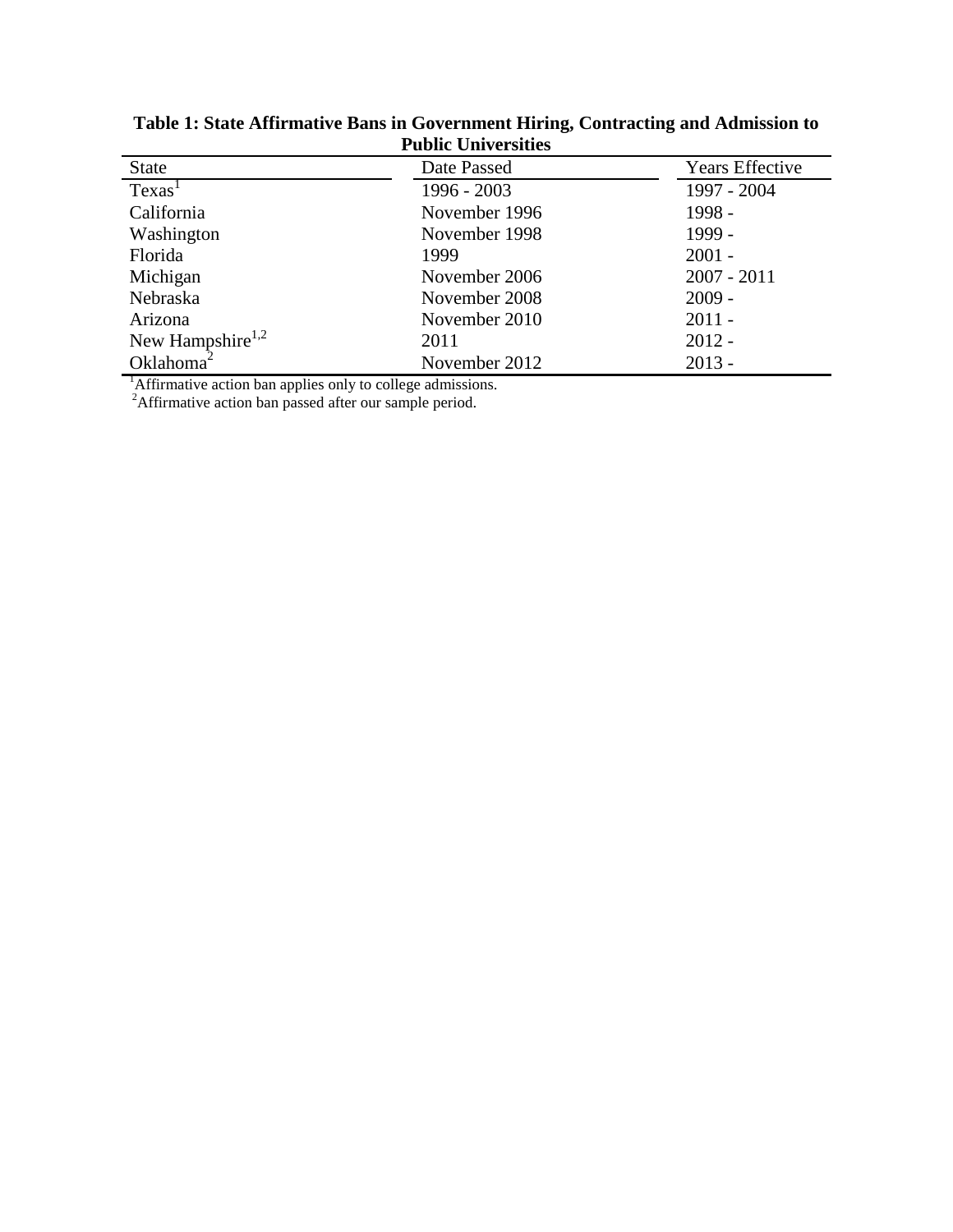**Table 1: State Affirmative Bans in Government Hiring, Contracting and Admission to Public Universities**

| State | Date Passed | Years Effective |
|---|---|---|
| Texas[1] | 1996 - 2003 | 1997 - 2004 |
| California | November 1996 | 1998 - |
| Washington | November 1998 | 1999 - |
| Florida | 1999 | 2001 - |
| Michigan | November 2006 | 2007 - 2011 |
| Nebraska | November 2008 | 2009 - |
| Arizona | November 2010 | 2011 - |
| New Hampshire[1,2] | 2011 | 2012 - |
| Oklahoma[2] | November 2012 | 2013 - |

[1]Affirmative action ban applies only to college admissions.
[2]Affirmative action ban passed after our sample period.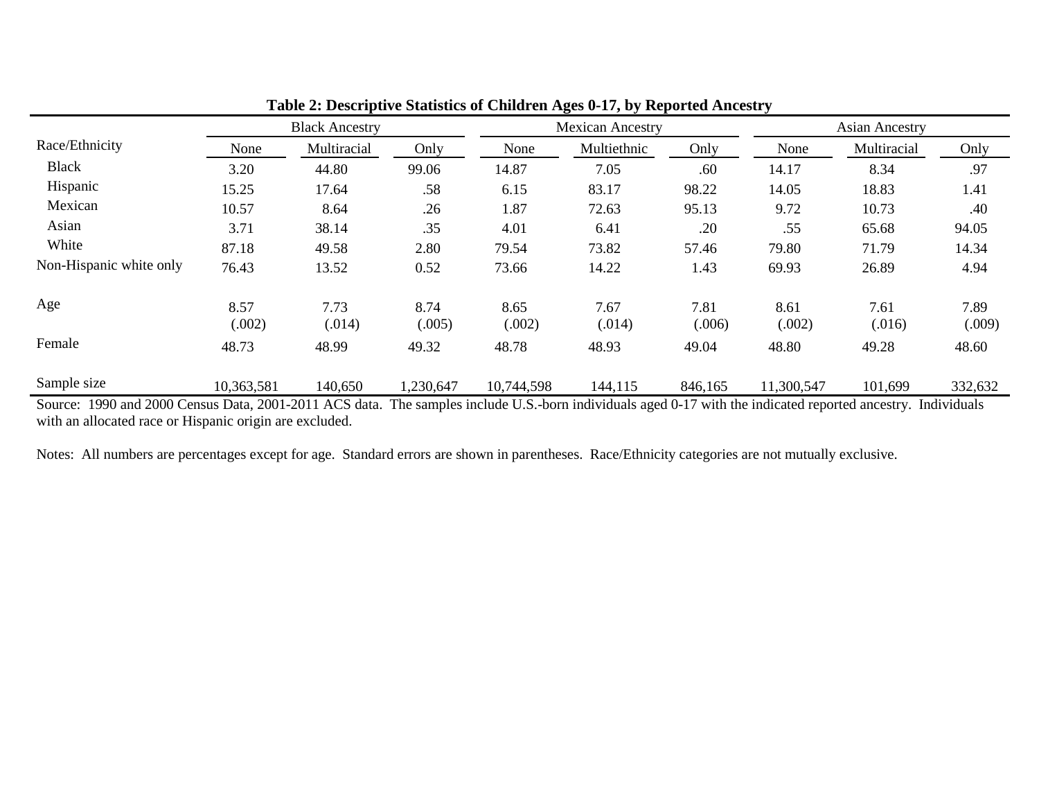**Table 2: Descriptive Statistics of Children Ages 0-17, by Reported Ancestry**

| | Black Ancestry | | | Mexican Ancestry | | | Asian Ancestry | | |
|---|---|---|---|---|---|---|---|---|---|
| Race/Ethnicity | None | Multiracial | Only | None | Multiethnic | Only | None | Multiracial | Only |
| Black | 3.20 | 44.80 | 99.06 | 14.87 | 7.05 | .60 | 14.17 | 8.34 | .97 |
| Hispanic | 15.25 | 17.64 | .58 | 6.15 | 83.17 | 98.22 | 14.05 | 18.83 | 1.41 |
| Mexican | 10.57 | 8.64 | .26 | 1.87 | 72.63 | 95.13 | 9.72 | 10.73 | .40 |
| Asian | 3.71 | 38.14 | .35 | 4.01 | 6.41 | .20 | .55 | 65.68 | 94.05 |
| White | 87.18 | 49.58 | 2.80 | 79.54 | 73.82 | 57.46 | 79.80 | 71.79 | 14.34 |
| Non-Hispanic white only | 76.43 | 13.52 | 0.52 | 73.66 | 14.22 | 1.43 | 69.93 | 26.89 | 4.94 |
| Age | 8.57 | 7.73 | 8.74 | 8.65 | 7.67 | 7.81 | 8.61 | 7.61 | 7.89 |
| | (.002) | (.014) | (.005) | (.002) | (.014) | (.006) | (.002) | (.016) | (.009) |
| Female | 48.73 | 48.99 | 49.32 | 48.78 | 48.93 | 49.04 | 48.80 | 49.28 | 48.60 |
| Sample size | 10,363,581 | 140,650 | 1,230,647 | 10,744,598 | 144,115 | 846,165 | 11,300,547 | 101,699 | 332,632 |

Source: 1990 and 2000 Census Data, 2001-2011 ACS data. The samples include U.S.-born individuals aged 0-17 with the indicated reported ancestry. Individuals with an allocated race or Hispanic origin are excluded.

Notes: All numbers are percentages except for age. Standard errors are shown in parentheses. Race/Ethnicity categories are not mutually exclusive.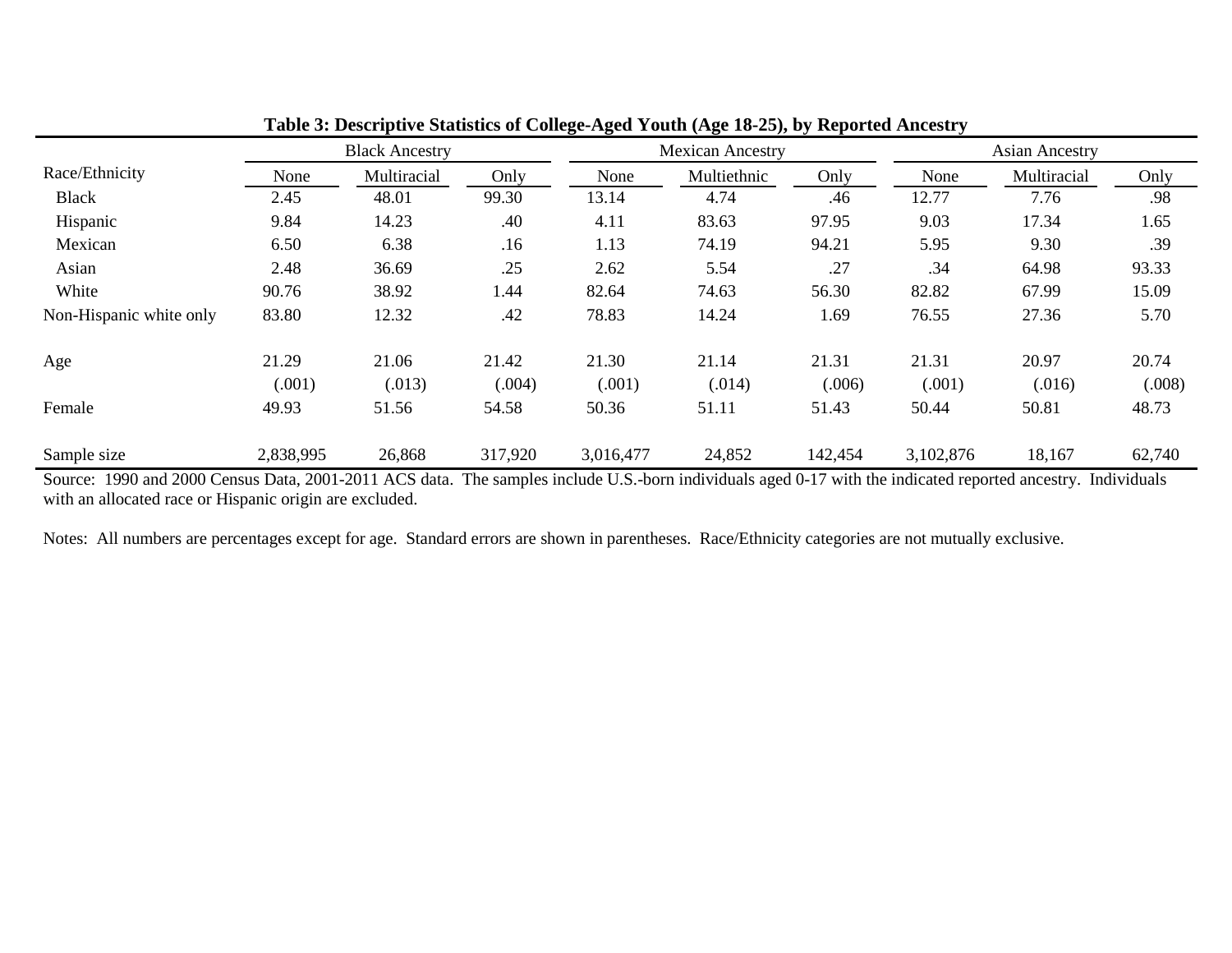**Table 3: Descriptive Statistics of College-Aged Youth (Age 18-25), by Reported Ancestry**

| | Black Ancestry | | | Mexican Ancestry | | | Asian Ancestry | | |
|---|---|---|---|---|---|---|---|---|---|
| Race/Ethnicity | None | Multiracial | Only | None | Multiethnic | Only | None | Multiracial | Only |
| Black | 2.45 | 48.01 | 99.30 | 13.14 | 4.74 | .46 | 12.77 | 7.76 | .98 |
| Hispanic | 9.84 | 14.23 | .40 | 4.11 | 83.63 | 97.95 | 9.03 | 17.34 | 1.65 |
| Mexican | 6.50 | 6.38 | .16 | 1.13 | 74.19 | 94.21 | 5.95 | 9.30 | .39 |
| Asian | 2.48 | 36.69 | .25 | 2.62 | 5.54 | .27 | .34 | 64.98 | 93.33 |
| White | 90.76 | 38.92 | 1.44 | 82.64 | 74.63 | 56.30 | 82.82 | 67.99 | 15.09 |
| Non-Hispanic white only | 83.80 | 12.32 | .42 | 78.83 | 14.24 | 1.69 | 76.55 | 27.36 | 5.70 |
| Age | 21.29 | 21.06 | 21.42 | 21.30 | 21.14 | 21.31 | 21.31 | 20.97 | 20.74 |
| | (.001) | (.013) | (.004) | (.001) | (.014) | (.006) | (.001) | (.016) | (.008) |
| Female | 49.93 | 51.56 | 54.58 | 50.36 | 51.11 | 51.43 | 50.44 | 50.81 | 48.73 |
| Sample size | 2,838,995 | 26,868 | 317,920 | 3,016,477 | 24,852 | 142,454 | 3,102,876 | 18,167 | 62,740 |

Source: 1990 and 2000 Census Data, 2001-2011 ACS data. The samples include U.S.-born individuals aged 0-17 with the indicated reported ancestry. Individuals with an allocated race or Hispanic origin are excluded.

Notes: All numbers are percentages except for age. Standard errors are shown in parentheses. Race/Ethnicity categories are not mutually exclusive.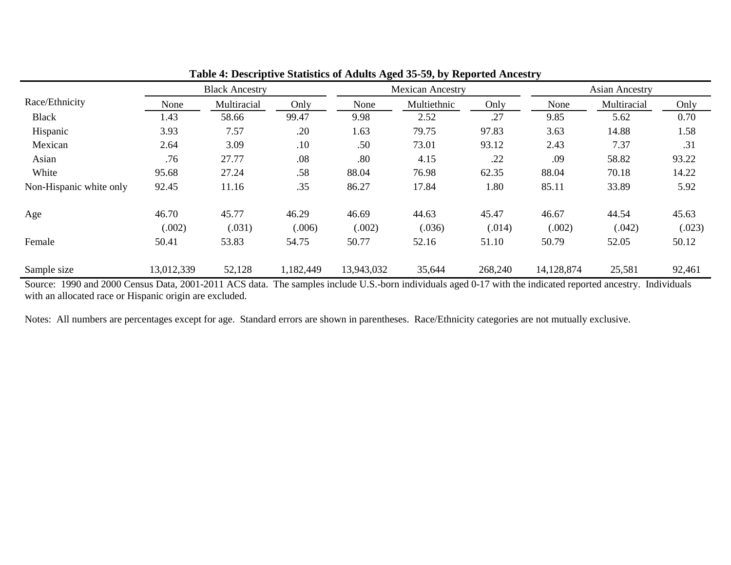**Table 4: Descriptive Statistics of Adults Aged 35-59, by Reported Ancestry**

| | Black Ancestry | | | Mexican Ancestry | | | Asian Ancestry | | |
|---|---|---|---|---|---|---|---|---|---|
| Race/Ethnicity | None | Multiracial | Only | None | Multiethnic | Only | None | Multiracial | Only |
| Black | 1.43 | 58.66 | 99.47 | 9.98 | 2.52 | .27 | 9.85 | 5.62 | 0.70 |
| Hispanic | 3.93 | 7.57 | .20 | 1.63 | 79.75 | 97.83 | 3.63 | 14.88 | 1.58 |
| Mexican | 2.64 | 3.09 | .10 | .50 | 73.01 | 93.12 | 2.43 | 7.37 | .31 |
| Asian | .76 | 27.77 | .08 | .80 | 4.15 | .22 | .09 | 58.82 | 93.22 |
| White | 95.68 | 27.24 | .58 | 88.04 | 76.98 | 62.35 | 88.04 | 70.18 | 14.22 |
| Non-Hispanic white only | 92.45 | 11.16 | .35 | 86.27 | 17.84 | 1.80 | 85.11 | 33.89 | 5.92 |
| Age | 46.70 | 45.77 | 46.29 | 46.69 | 44.63 | 45.47 | 46.67 | 44.54 | 45.63 |
| | (.002) | (.031) | (.006) | (.002) | (.036) | (.014) | (.002) | (.042) | (.023) |
| Female | 50.41 | 53.83 | 54.75 | 50.77 | 52.16 | 51.10 | 50.79 | 52.05 | 50.12 |
| Sample size | 13,012,339 | 52,128 | 1,182,449 | 13,943,032 | 35,644 | 268,240 | 14,128,874 | 25,581 | 92,461 |

Source: 1990 and 2000 Census Data, 2001-2011 ACS data. The samples include U.S.-born individuals aged 0-17 with the indicated reported ancestry. Individuals with an allocated race or Hispanic origin are excluded.

Notes: All numbers are percentages except for age. Standard errors are shown in parentheses. Race/Ethnicity categories are not mutually exclusive.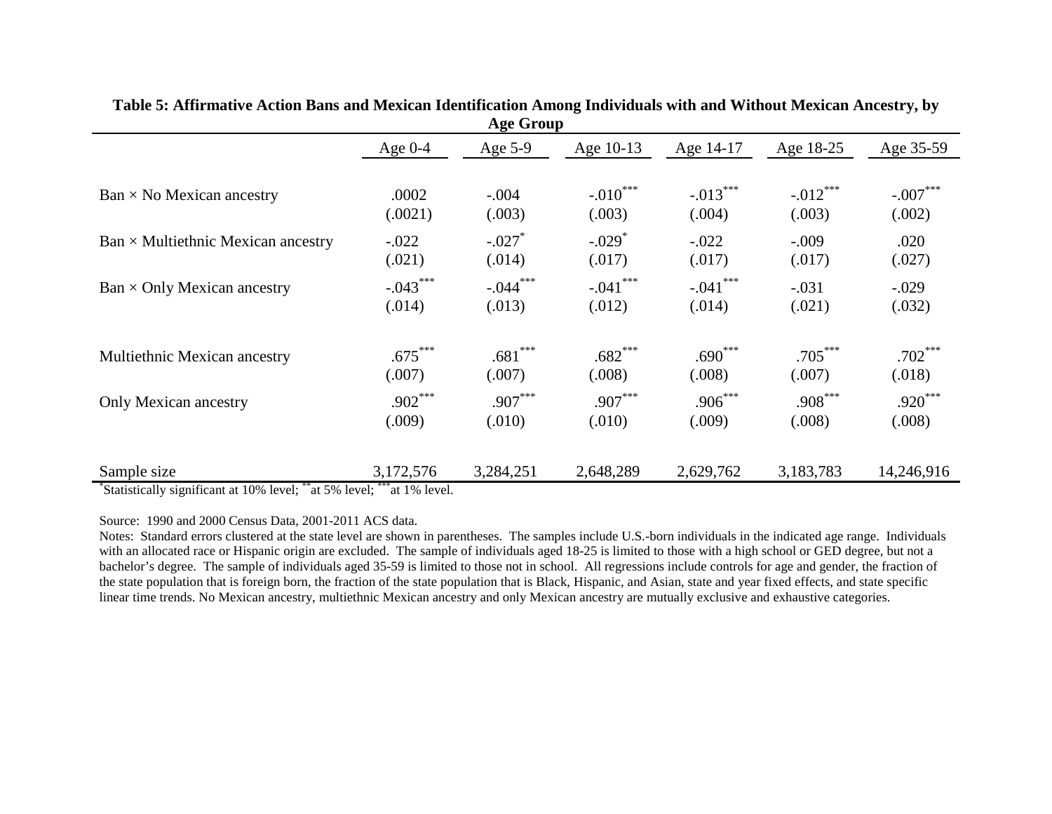**Table 5: Affirmative Action Bans and Mexican Identification Among Individuals with and Without Mexican Ancestry, by Age Group**

| | Age 0-4 | Age 5-9 | Age 10-13 | Age 14-17 | Age 18-25 | Age 35-59 |
|---|---|---|---|---|---|---|
| Ban × No Mexican ancestry | .0002 | -.004 | -.010*** | -.013*** | -.012*** | -.007*** |
| | (.0021) | (.003) | (.003) | (.004) | (.003) | (.002) |
| Ban × Multiethnic Mexican ancestry | -.022 | -.027* | -.029* | -.022 | -.009 | .020 |
| | (.021) | (.014) | (.017) | (.017) | (.017) | (.027) |
| Ban × Only Mexican ancestry | -.043*** | -.044*** | -.041*** | -.041*** | -.031 | -.029 |
| | (.014) | (.013) | (.012) | (.014) | (.021) | (.032) |
| Multiethnic Mexican ancestry | .675*** | .681*** | .682*** | .690*** | .705*** | .702*** |
| | (.007) | (.007) | (.008) | (.008) | (.007) | (.018) |
| Only Mexican ancestry | .902*** | .907*** | .907*** | .906*** | .908*** | .920*** |
| | (.009) | (.010) | (.010) | (.009) | (.008) | (.008) |
| Sample size | 3,172,576 | 3,284,251 | 2,648,289 | 2,629,762 | 3,183,783 | 14,246,916 |

*Statistically significant at 10% level; **at 5% level; ***at 1% level.

Source: 1990 and 2000 Census Data, 2001-2011 ACS data.

Notes: Standard errors clustered at the state level are shown in parentheses. The samples include U.S.-born individuals in the indicated age range. Individuals with an allocated race or Hispanic origin are excluded. The sample of individuals aged 18-25 is limited to those with a high school or GED degree, but not a bachelor's degree. The sample of individuals aged 35-59 is limited to those not in school. All regressions include controls for age and gender, the fraction of the state population that is foreign born, the fraction of the state population that is Black, Hispanic, and Asian, state and year fixed effects, and state specific linear time trends. No Mexican ancestry, multiethnic Mexican ancestry and only Mexican ancestry are mutually exclusive and exhaustive categories.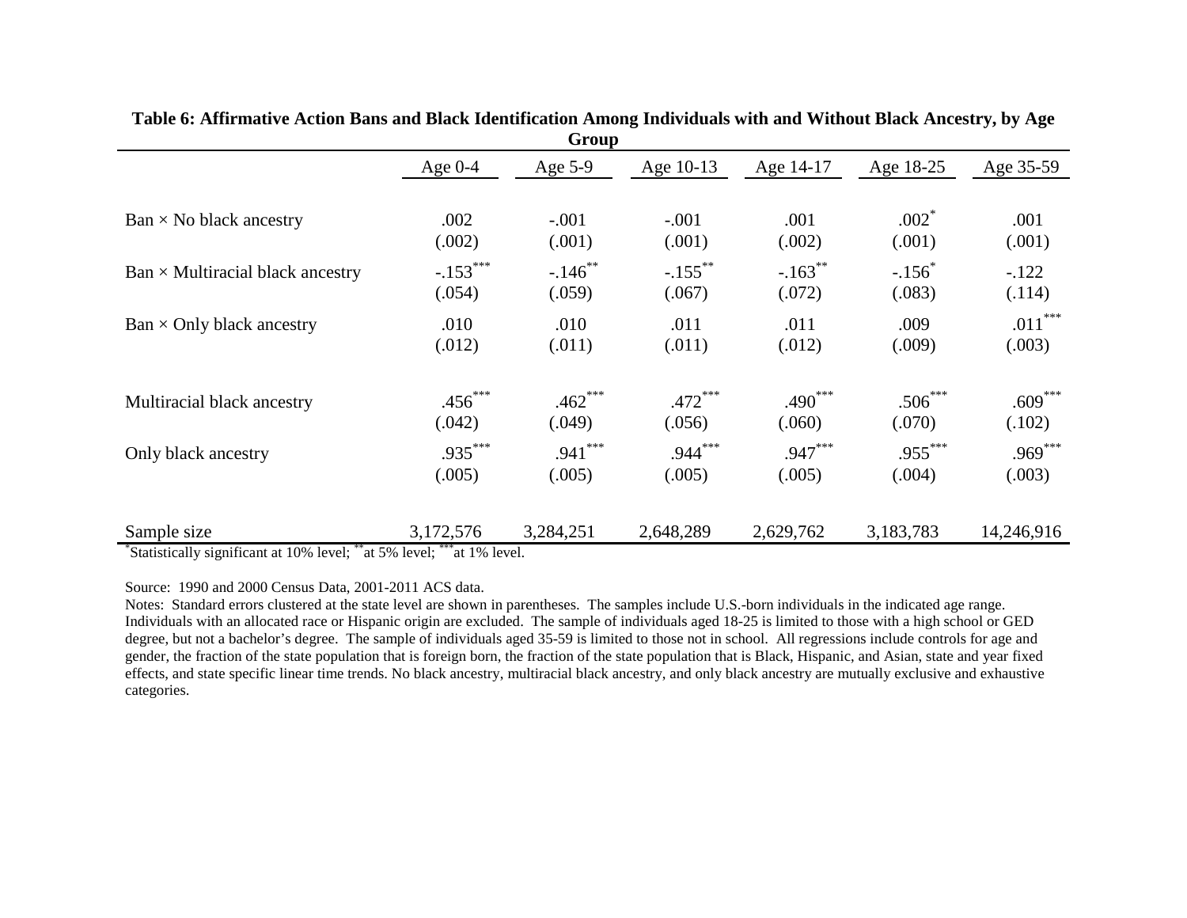**Table 6: Affirmative Action Bans and Black Identification Among Individuals with and Without Black Ancestry, by Age Group**

| | Age 0-4 | Age 5-9 | Age 10-13 | Age 14-17 | Age 18-25 | Age 35-59 |
|---|---|---|---|---|---|---|
| Ban × No black ancestry | .002 | -.001 | -.001 | .001 | .002* | .001 |
| | (.002) | (.001) | (.001) | (.002) | (.001) | (.001) |
| Ban × Multiracial black ancestry | -.153*** | -.146** | -.155** | -.163** | -.156* | -.122 |
| | (.054) | (.059) | (.067) | (.072) | (.083) | (.114) |
| Ban × Only black ancestry | .010 | .010 | .011 | .011 | .009 | .011*** |
| | (.012) | (.011) | (.011) | (.012) | (.009) | (.003) |
| Multiracial black ancestry | .456*** | .462*** | .472*** | .490*** | .506*** | .609*** |
| | (.042) | (.049) | (.056) | (.060) | (.070) | (.102) |
| Only black ancestry | .935*** | .941*** | .944*** | .947*** | .955*** | .969*** |
| | (.005) | (.005) | (.005) | (.005) | (.004) | (.003) |
| Sample size | 3,172,576 | 3,284,251 | 2,648,289 | 2,629,762 | 3,183,783 | 14,246,916 |

*Statistically significant at 10% level; **at 5% level; ***at 1% level.

Source: 1990 and 2000 Census Data, 2001-2011 ACS data.

Notes: Standard errors clustered at the state level are shown in parentheses. The samples include U.S.-born individuals in the indicated age range. Individuals with an allocated race or Hispanic origin are excluded. The sample of individuals aged 18-25 is limited to those with a high school or GED degree, but not a bachelor's degree. The sample of individuals aged 35-59 is limited to those not in school. All regressions include controls for age and gender, the fraction of the state population that is foreign born, the fraction of the state population that is Black, Hispanic, and Asian, state and year fixed effects, and state specific linear time trends. No black ancestry, multiracial black ancestry, and only black ancestry are mutually exclusive and exhaustive categories.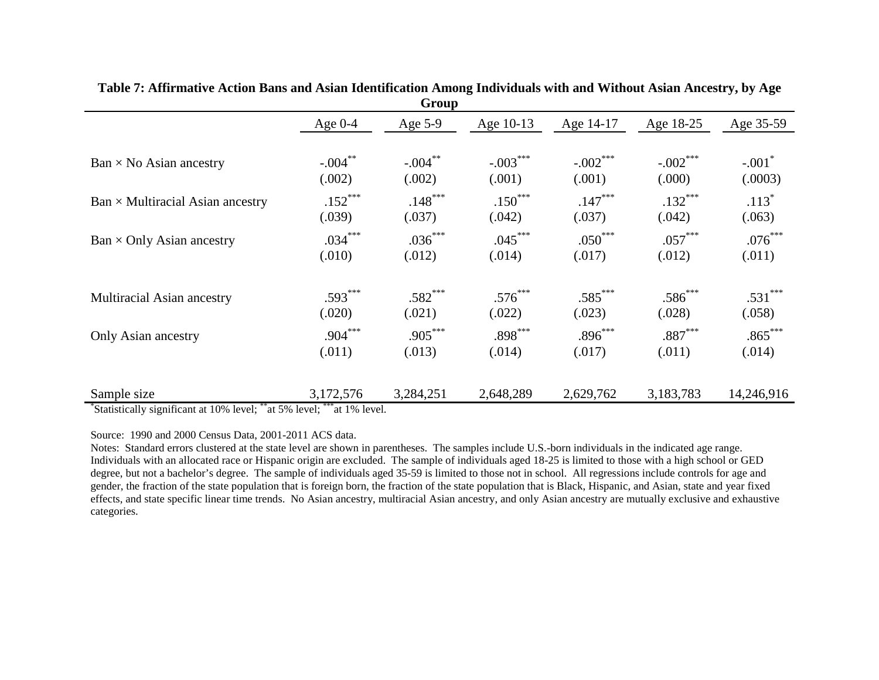**Table 7: Affirmative Action Bans and Asian Identification Among Individuals with and Without Asian Ancestry, by Age Group**

| | Age 0-4 | Age 5-9 | Age 10-13 | Age 14-17 | Age 18-25 | Age 35-59 |
|---|---|---|---|---|---|---|
| Ban × No Asian ancestry | -.004** | -.004** | -.003*** | -.002*** | -.002*** | -.001* |
| | (.002) | (.002) | (.001) | (.001) | (.000) | (.0003) |
| Ban × Multiracial Asian ancestry | .152*** | .148*** | .150*** | .147*** | .132*** | .113* |
| | (.039) | (.037) | (.042) | (.037) | (.042) | (.063) |
| Ban × Only Asian ancestry | .034*** | .036*** | .045*** | .050*** | .057*** | .076*** |
| | (.010) | (.012) | (.014) | (.017) | (.012) | (.011) |
| Multiracial Asian ancestry | .593*** | .582*** | .576*** | .585*** | .586*** | .531*** |
| | (.020) | (.021) | (.022) | (.023) | (.028) | (.058) |
| Only Asian ancestry | .904*** | .905*** | .898*** | .896*** | .887*** | .865*** |
| | (.011) | (.013) | (.014) | (.017) | (.011) | (.014) |
| Sample size | 3,172,576 | 3,284,251 | 2,648,289 | 2,629,762 | 3,183,783 | 14,246,916 |

*Statistically significant at 10% level; **at 5% level; ***at 1% level.

Source: 1990 and 2000 Census Data, 2001-2011 ACS data.
Notes: Standard errors clustered at the state level are shown in parentheses. The samples include U.S.-born individuals in the indicated age range. Individuals with an allocated race or Hispanic origin are excluded. The sample of individuals aged 18-25 is limited to those with a high school or GED degree, but not a bachelor's degree. The sample of individuals aged 35-59 is limited to those not in school. All regressions include controls for age and gender, the fraction of the state population that is foreign born, the fraction of the state population that is Black, Hispanic, and Asian, state and year fixed effects, and state specific linear time trends. No Asian ancestry, multiracial Asian ancestry, and only Asian ancestry are mutually exclusive and exhaustive categories.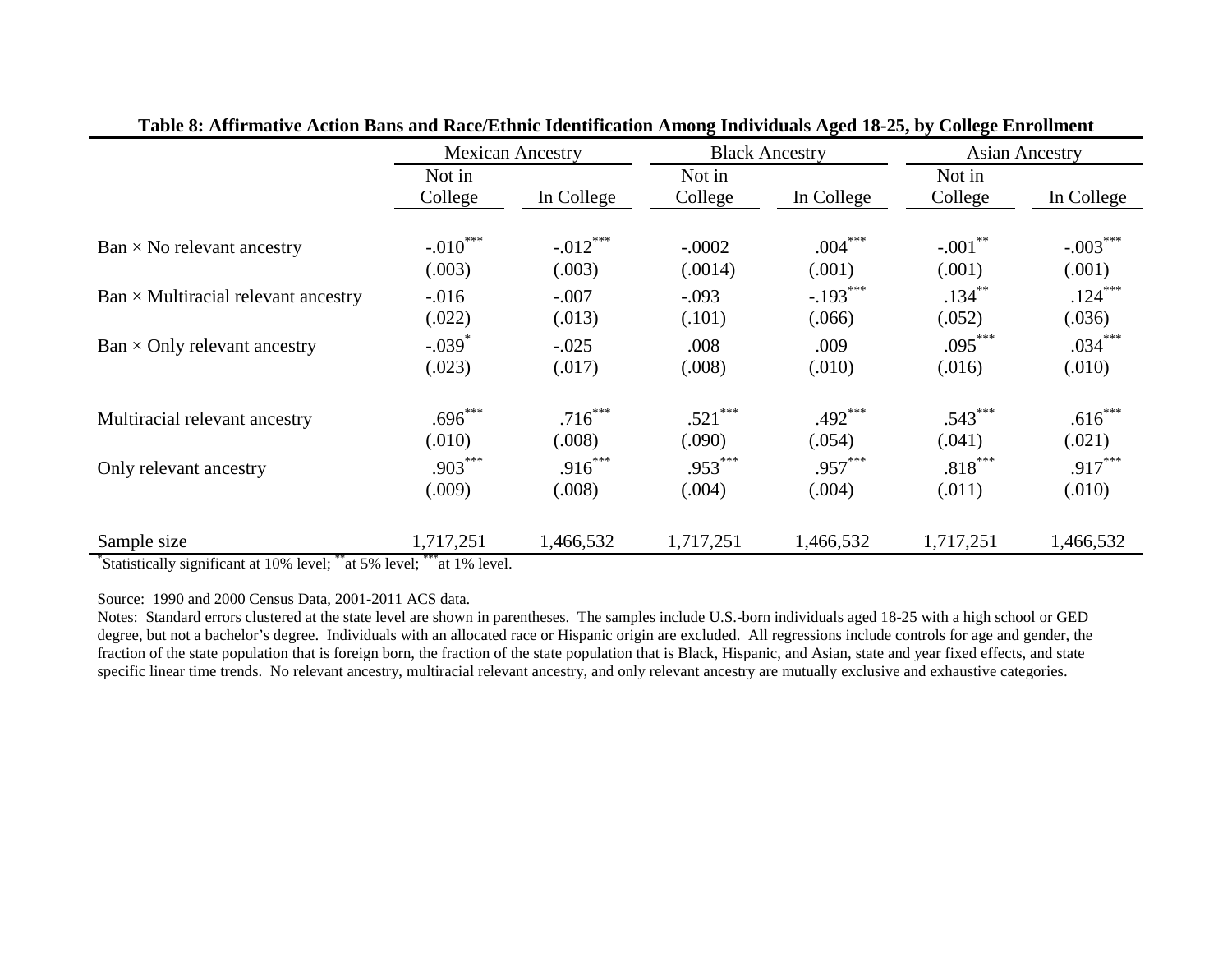**Table 8: Affirmative Action Bans and Race/Ethnic Identification Among Individuals Aged 18-25, by College Enrollment**

| | Mexican Ancestry | | Black Ancestry | | Asian Ancestry | |
|---|---|---|---|---|---|---|
| | Not in College | In College | Not in College | In College | Not in College | In College |
| Ban × No relevant ancestry | -.010*** | -.012*** | -.0002 | .004*** | -.001** | -.003*** |
| | (.003) | (.003) | (.0014) | (.001) | (.001) | (.001) |
| Ban × Multiracial relevant ancestry | -.016 | -.007 | -.093 | -.193*** | .134** | .124*** |
| | (.022) | (.013) | (.101) | (.066) | (.052) | (.036) |
| Ban × Only relevant ancestry | -.039* | -.025 | .008 | .009 | .095*** | .034*** |
| | (.023) | (.017) | (.008) | (.010) | (.016) | (.010) |
| Multiracial relevant ancestry | .696*** | .716*** | .521*** | .492*** | .543*** | .616*** |
| | (.010) | (.008) | (.090) | (.054) | (.041) | (.021) |
| Only relevant ancestry | .903*** | .916*** | .953*** | .957*** | .818*** | .917*** |
| | (.009) | (.008) | (.004) | (.004) | (.011) | (.010) |
| Sample size | 1,717,251 | 1,466,532 | 1,717,251 | 1,466,532 | 1,717,251 | 1,466,532 |

*Statistically significant at 10% level; **at 5% level; ***at 1% level.

Source: 1990 and 2000 Census Data, 2001-2011 ACS data.

Notes: Standard errors clustered at the state level are shown in parentheses. The samples include U.S.-born individuals aged 18-25 with a high school or GED degree, but not a bachelor's degree. Individuals with an allocated race or Hispanic origin are excluded. All regressions include controls for age and gender, the fraction of the state population that is foreign born, the fraction of the state population that is Black, Hispanic, and Asian, state and year fixed effects, and state specific linear time trends. No relevant ancestry, multiracial relevant ancestry, and only relevant ancestry are mutually exclusive and exhaustive categories.